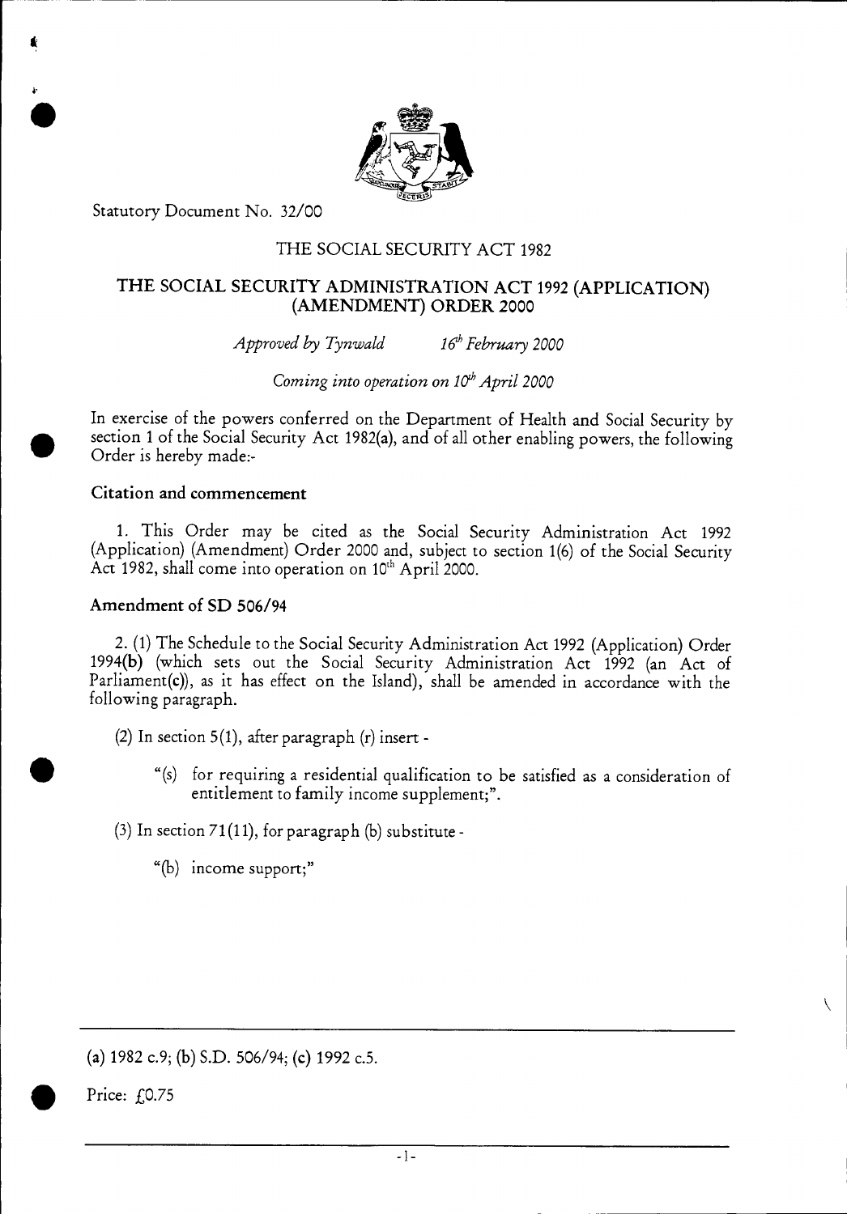Statutory Document No. 32/00

# THE SOCIAL SECURITY ACT 1982

# THE SOCIAL SECURITY ADMINISTRATION ACT 1992 (APPLICATION) (AMENDMENT) ORDER 2000

*Approved by Tynwald* *16th February 2000*

*Coming into operation on 10th April 2000*

In exercise of the powers conferred on the Department of Health and Social Security by section 1 of the Social Security Act 1982(a), and of all other enabling powers, the following Order is hereby made:-

### Citation and commencement

1. This Order may be cited as the Social Security Administration Act 1992 (Application) (Amendment) Order 2000 and, subject to section 1(6) of the Social Security Act 1982, shall come into operation on 10th April 2000.

### Amendment of SD 506/94

2. (1) The Schedule to the Social Security Administration Act 1992 (Application) Order 1994(b) (which sets out the Social Security Administration Act 1992 (an Act of Parliament(c)), as it has effect on the Island), shall be amended in accordance with the following paragraph.

(2) In section 5(1), after paragraph (r) insert -

> "(s) for requiring a residential qualification to be satisfied as a consideration of entitlement to family income supplement;".

(3) In section 71(11), for paragraph (b) substitute -

> "(b) income support;"

---

(a) 1982 c.9; (b) S.D. 506/94; (c) 1992 c.5.

Price: £0.75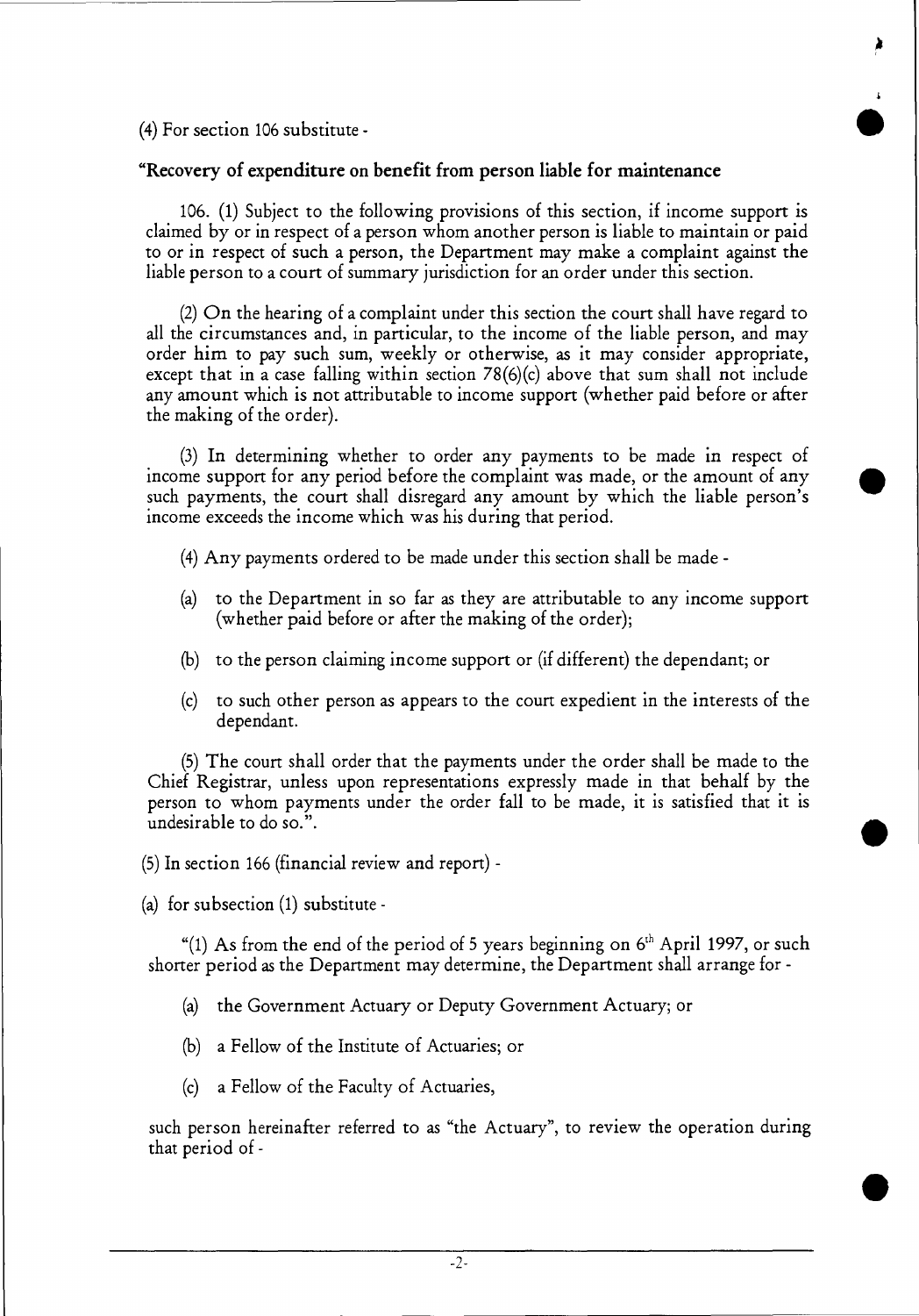(4) For section 106 substitute -

**"Recovery of expenditure on benefit from person liable for maintenance**

106. (1) Subject to the following provisions of this section, if income support is claimed by or in respect of a person whom another person is liable to maintain or paid to or in respect of such a person, the Department may make a complaint against the liable person to a court of summary jurisdiction for an order under this section.

(2) On the hearing of a complaint under this section the court shall have regard to all the circumstances and, in particular, to the income of the liable person, and may order him to pay such sum, weekly or otherwise, as it may consider appropriate, except that in a case falling within section 78(6)(c) above that sum shall not include any amount which is not attributable to income support (whether paid before or after the making of the order).

(3) In determining whether to order any payments to be made in respect of income support for any period before the complaint was made, or the amount of any such payments, the court shall disregard any amount by which the liable person's income exceeds the income which was his during that period.

(4) Any payments ordered to be made under this section shall be made -

(a) to the Department in so far as they are attributable to any income support (whether paid before or after the making of the order);

(b) to the person claiming income support or (if different) the dependant; or

(c) to such other person as appears to the court expedient in the interests of the dependant.

(5) The court shall order that the payments under the order shall be made to the Chief Registrar, unless upon representations expressly made in that behalf by the person to whom payments under the order fall to be made, it is satisfied that it is undesirable to do so.".

(5) In section 166 (financial review and report) -

(a) for subsection (1) substitute -

"(1) As from the end of the period of 5 years beginning on 6th April 1997, or such shorter period as the Department may determine, the Department shall arrange for -

(a) the Government Actuary or Deputy Government Actuary; or

(b) a Fellow of the Institute of Actuaries; or

(c) a Fellow of the Faculty of Actuaries,

such person hereinafter referred to as "the Actuary", to review the operation during that period of -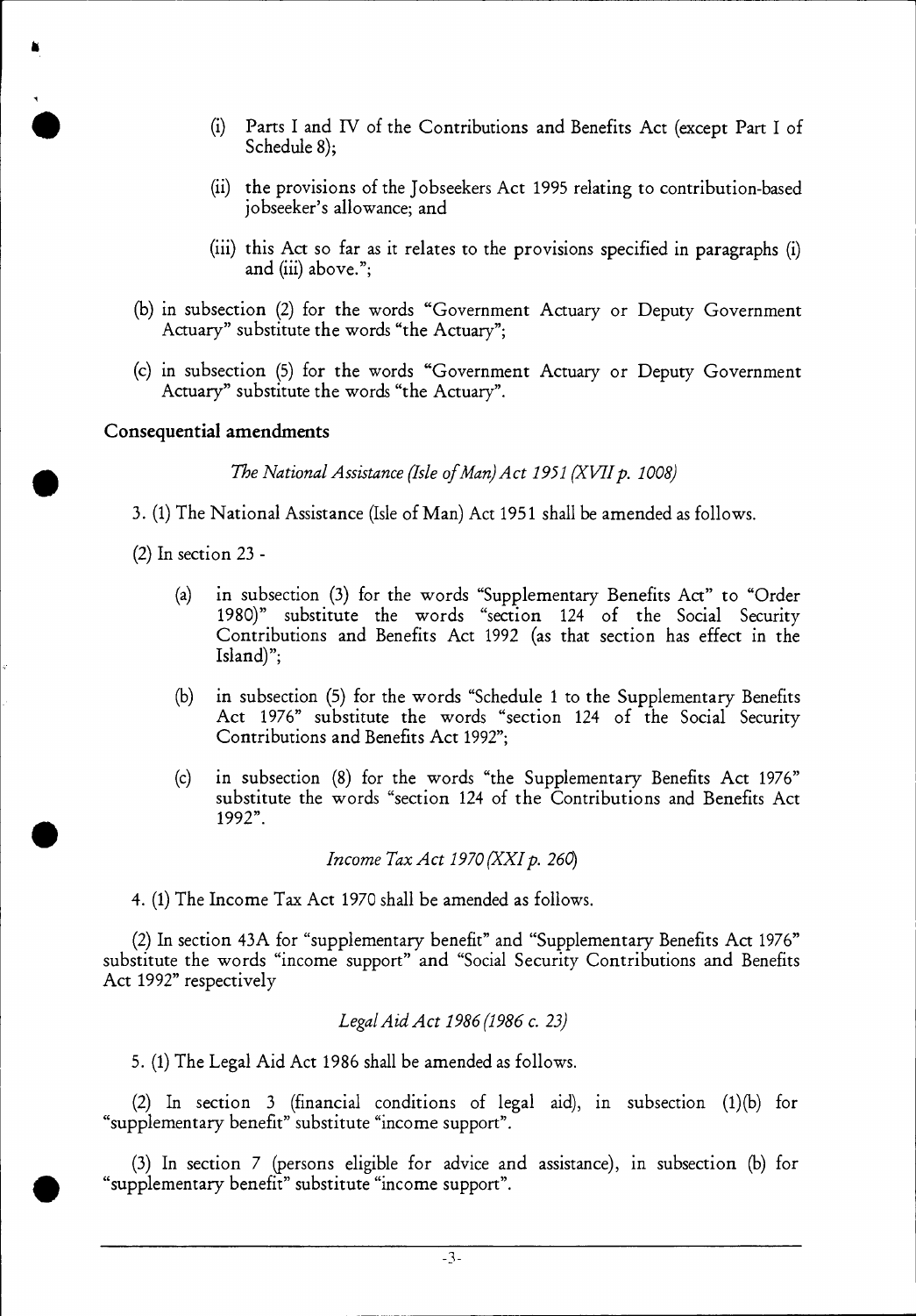(i) Parts I and IV of the Contributions and Benefits Act (except Part I of Schedule 8);

(ii) the provisions of the Jobseekers Act 1995 relating to contribution-based jobseeker's allowance; and

(iii) this Act so far as it relates to the provisions specified in paragraphs (i) and (iii) above.";

(b) in subsection (2) for the words "Government Actuary or Deputy Government Actuary" substitute the words "the Actuary";

(c) in subsection (5) for the words "Government Actuary or Deputy Government Actuary" substitute the words "the Actuary".

**Consequential amendments**

*The National Assistance (Isle of Man) Act 1951 (XVII p. 1008)*

3. (1) The National Assistance (Isle of Man) Act 1951 shall be amended as follows.

(2) In section 23 -

(a) in subsection (3) for the words "Supplementary Benefits Act" to "Order 1980)" substitute the words "section 124 of the Social Security Contributions and Benefits Act 1992 (as that section has effect in the Island)";

(b) in subsection (5) for the words "Schedule 1 to the Supplementary Benefits Act 1976" substitute the words "section 124 of the Social Security Contributions and Benefits Act 1992";

(c) in subsection (8) for the words "the Supplementary Benefits Act 1976" substitute the words "section 124 of the Contributions and Benefits Act 1992".

*Income Tax Act 1970 (XXI p. 260)*

4. (1) The Income Tax Act 1970 shall be amended as follows.

(2) In section 43A for "supplementary benefit" and "Supplementary Benefits Act 1976" substitute the words "income support" and "Social Security Contributions and Benefits Act 1992" respectively

*Legal Aid Act 1986 (1986 c. 23)*

5. (1) The Legal Aid Act 1986 shall be amended as follows.

(2) In section 3 (financial conditions of legal aid), in subsection (1)(b) for "supplementary benefit" substitute "income support".

(3) In section 7 (persons eligible for advice and assistance), in subsection (b) for "supplementary benefit" substitute "income support".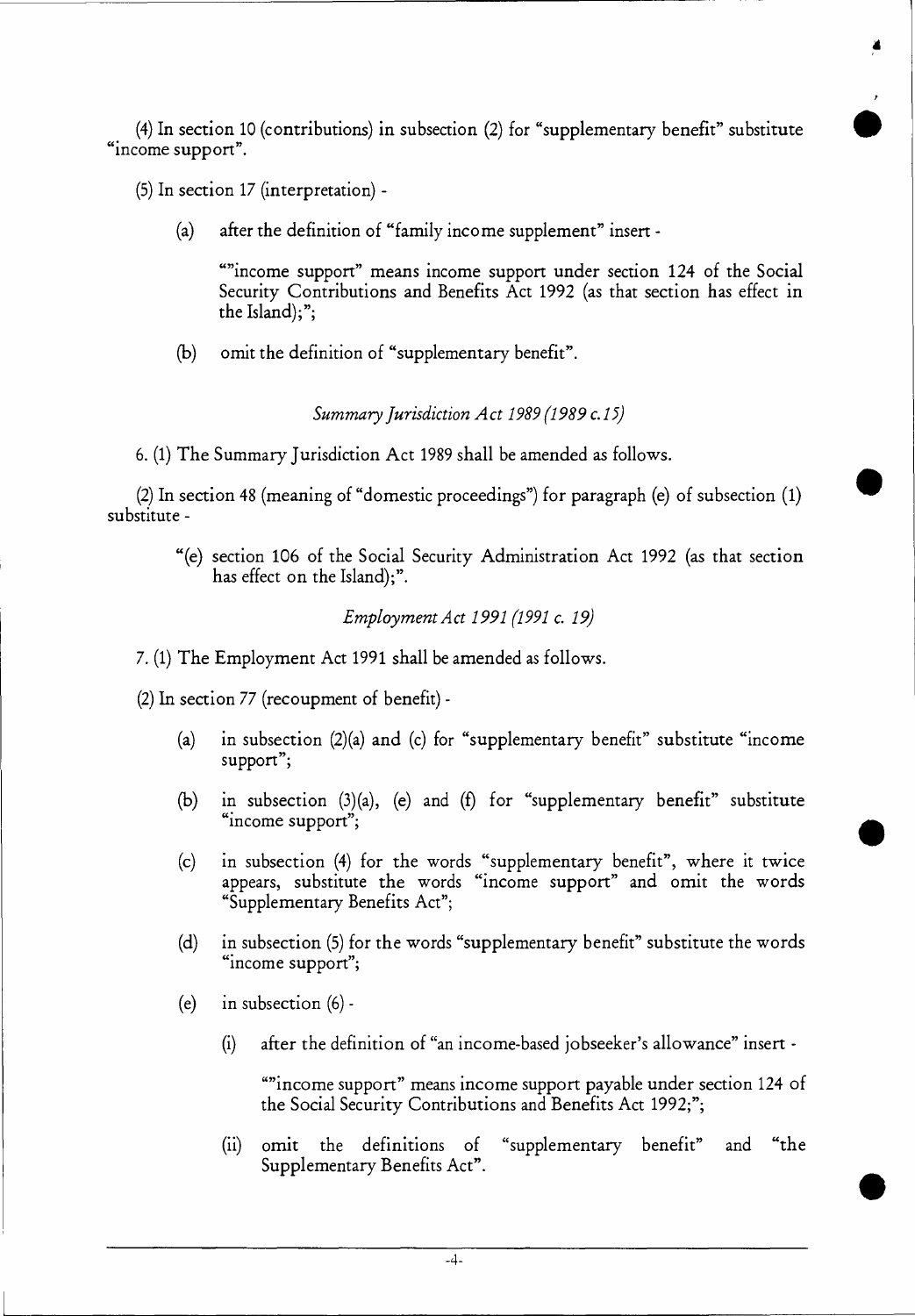(4) In section 10 (contributions) in subsection (2) for "supplementary benefit" substitute "income support".

(5) In section 17 (interpretation) -

(a) after the definition of "family income supplement" insert -

""income support" means income support under section 124 of the Social Security Contributions and Benefits Act 1992 (as that section has effect in the Island);";

(b) omit the definition of "supplementary benefit".

*Summary Jurisdiction Act 1989 (1989 c.15)*

6. (1) The Summary Jurisdiction Act 1989 shall be amended as follows.

(2) In section 48 (meaning of "domestic proceedings") for paragraph (e) of subsection (1) substitute -

"(e) section 106 of the Social Security Administration Act 1992 (as that section has effect on the Island);".

*Employment Act 1991 (1991 c. 19)*

7. (1) The Employment Act 1991 shall be amended as follows.

(2) In section 77 (recoupment of benefit) -

(a) in subsection (2)(a) and (c) for "supplementary benefit" substitute "income support";

(b) in subsection (3)(a), (e) and (f) for "supplementary benefit" substitute "income support";

(c) in subsection (4) for the words "supplementary benefit", where it twice appears, substitute the words "income support" and omit the words "Supplementary Benefits Act";

(d) in subsection (5) for the words "supplementary benefit" substitute the words "income support";

(e) in subsection (6) -

(i) after the definition of "an income-based jobseeker's allowance" insert -

""income support" means income support payable under section 124 of the Social Security Contributions and Benefits Act 1992;";

(ii) omit the definitions of "supplementary benefit" and "the Supplementary Benefits Act".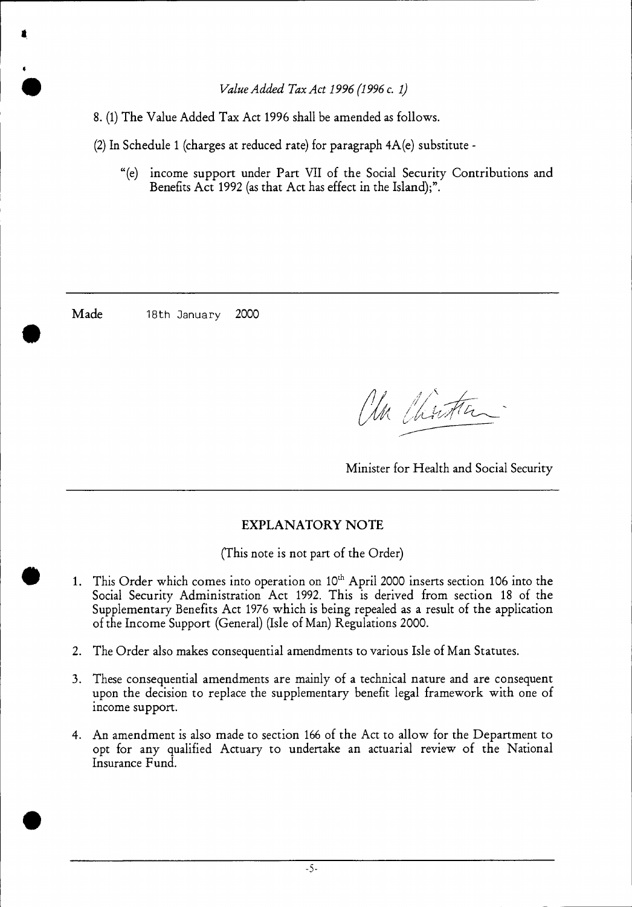*Value Added Tax Act 1996 (1996 c. 1)*

8. (1) The Value Added Tax Act 1996 shall be amended as follows.

(2) In Schedule 1 (charges at reduced rate) for paragraph 4A(e) substitute -

> "(e) income support under Part VII of the Social Security Contributions and Benefits Act 1992 (as that Act has effect in the Island);".

---

**Made** 18th January 2000

Minister for Health and Social Security

---

## EXPLANATORY NOTE

(This note is not part of the Order)

1. This Order which comes into operation on 10th April 2000 inserts section 106 into the Social Security Administration Act 1992. This is derived from section 18 of the Supplementary Benefits Act 1976 which is being repealed as a result of the application of the Income Support (General) (Isle of Man) Regulations 2000.

2. The Order also makes consequential amendments to various Isle of Man Statutes.

3. These consequential amendments are mainly of a technical nature and are consequent upon the decision to replace the supplementary benefit legal framework with one of income support.

4. An amendment is also made to section 166 of the Act to allow for the Department to opt for any qualified Actuary to undertake an actuarial review of the National Insurance Fund.